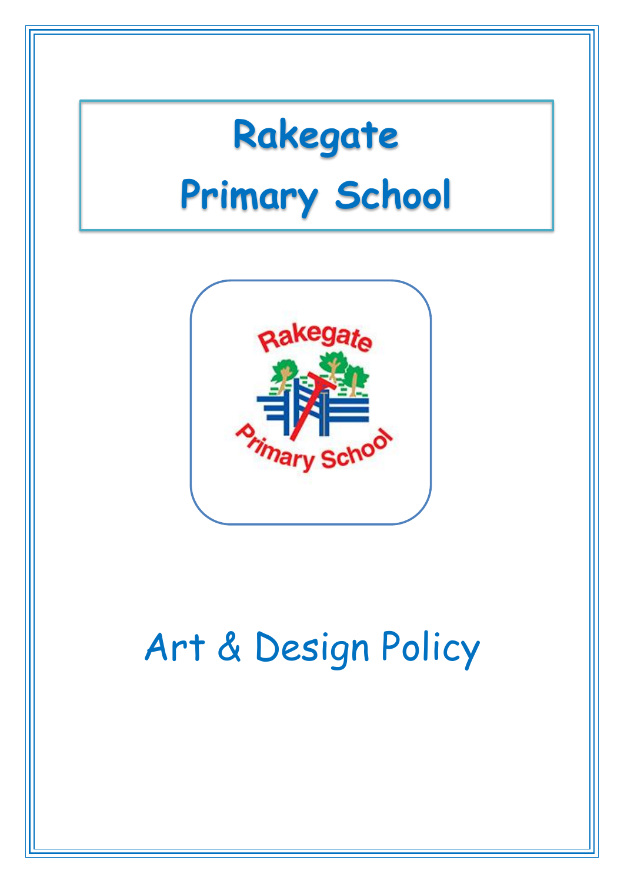# Rakegate Primary School

# Art & Design Policy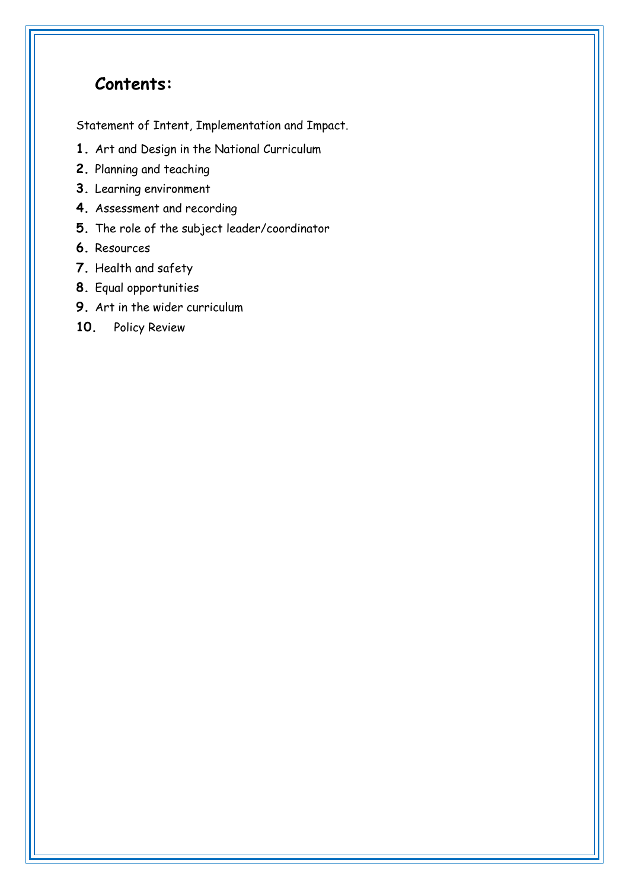## Contents:

Statement of Intent, Implementation and Impact.

1. Art and Design in the National Curriculum
2. Planning and teaching
3. Learning environment
4. Assessment and recording
5. The role of the subject leader/coordinator
6. Resources
7. Health and safety
8. Equal opportunities
9. Art in the wider curriculum
10. Policy Review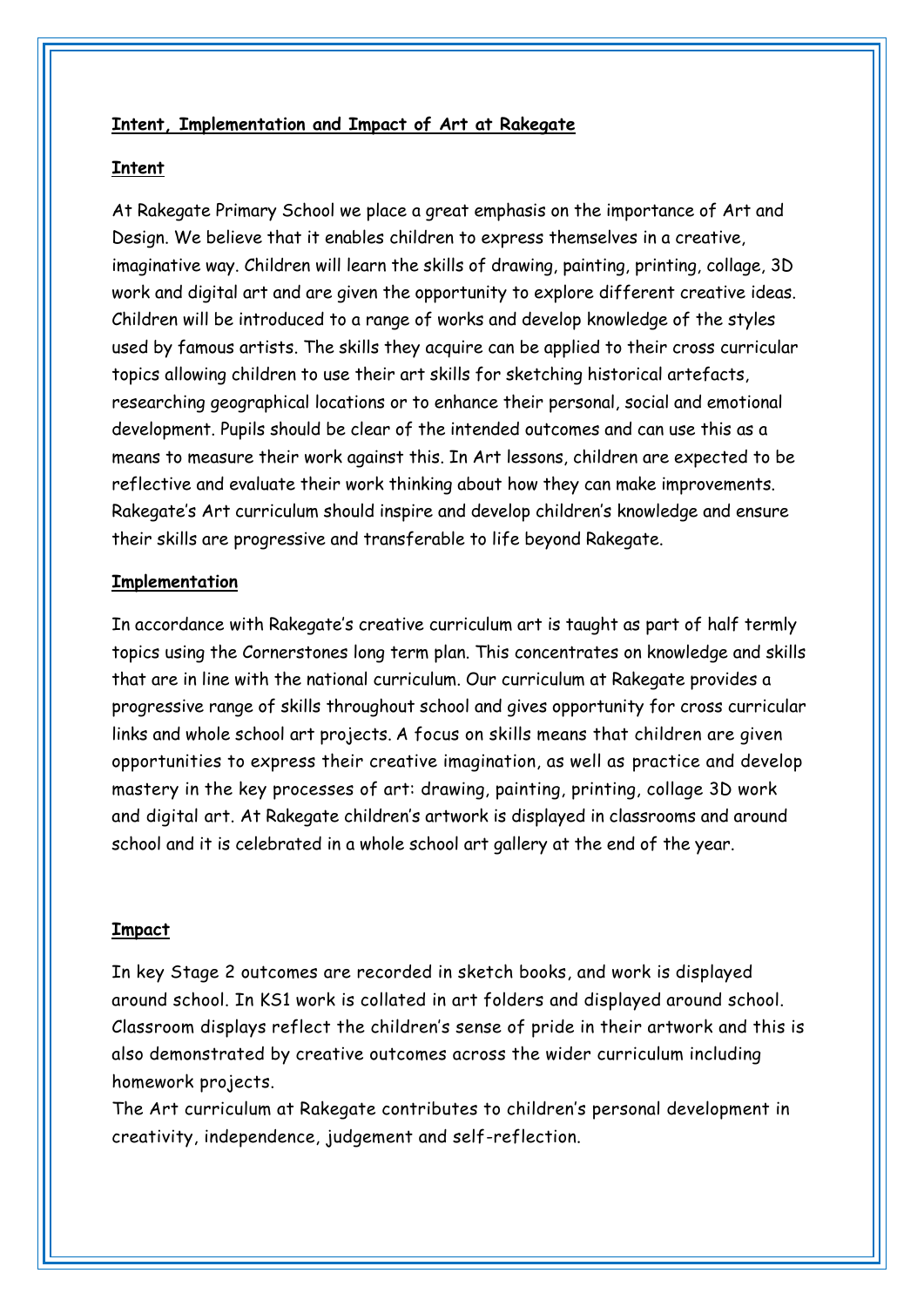## Intent, Implementation and Impact of Art at Rakegate

### Intent

At Rakegate Primary School we place a great emphasis on the importance of Art and Design. We believe that it enables children to express themselves in a creative, imaginative way. Children will learn the skills of drawing, painting, printing, collage, 3D work and digital art and are given the opportunity to explore different creative ideas. Children will be introduced to a range of works and develop knowledge of the styles used by famous artists. The skills they acquire can be applied to their cross curricular topics allowing children to use their art skills for sketching historical artefacts, researching geographical locations or to enhance their personal, social and emotional development. Pupils should be clear of the intended outcomes and can use this as a means to measure their work against this. In Art lessons, children are expected to be reflective and evaluate their work thinking about how they can make improvements. Rakegate's Art curriculum should inspire and develop children's knowledge and ensure their skills are progressive and transferable to life beyond Rakegate.

### Implementation

In accordance with Rakegate's creative curriculum art is taught as part of half termly topics using the Cornerstones long term plan. This concentrates on knowledge and skills that are in line with the national curriculum. Our curriculum at Rakegate provides a progressive range of skills throughout school and gives opportunity for cross curricular links and whole school art projects. A focus on skills means that children are given opportunities to express their creative imagination, as well as practice and develop mastery in the key processes of art: drawing, painting, printing, collage 3D work and digital art. At Rakegate children's artwork is displayed in classrooms and around school and it is celebrated in a whole school art gallery at the end of the year.

### Impact

In key Stage 2 outcomes are recorded in sketch books, and work is displayed around school. In KS1 work is collated in art folders and displayed around school. Classroom displays reflect the children's sense of pride in their artwork and this is also demonstrated by creative outcomes across the wider curriculum including homework projects.

The Art curriculum at Rakegate contributes to children's personal development in creativity, independence, judgement and self-reflection.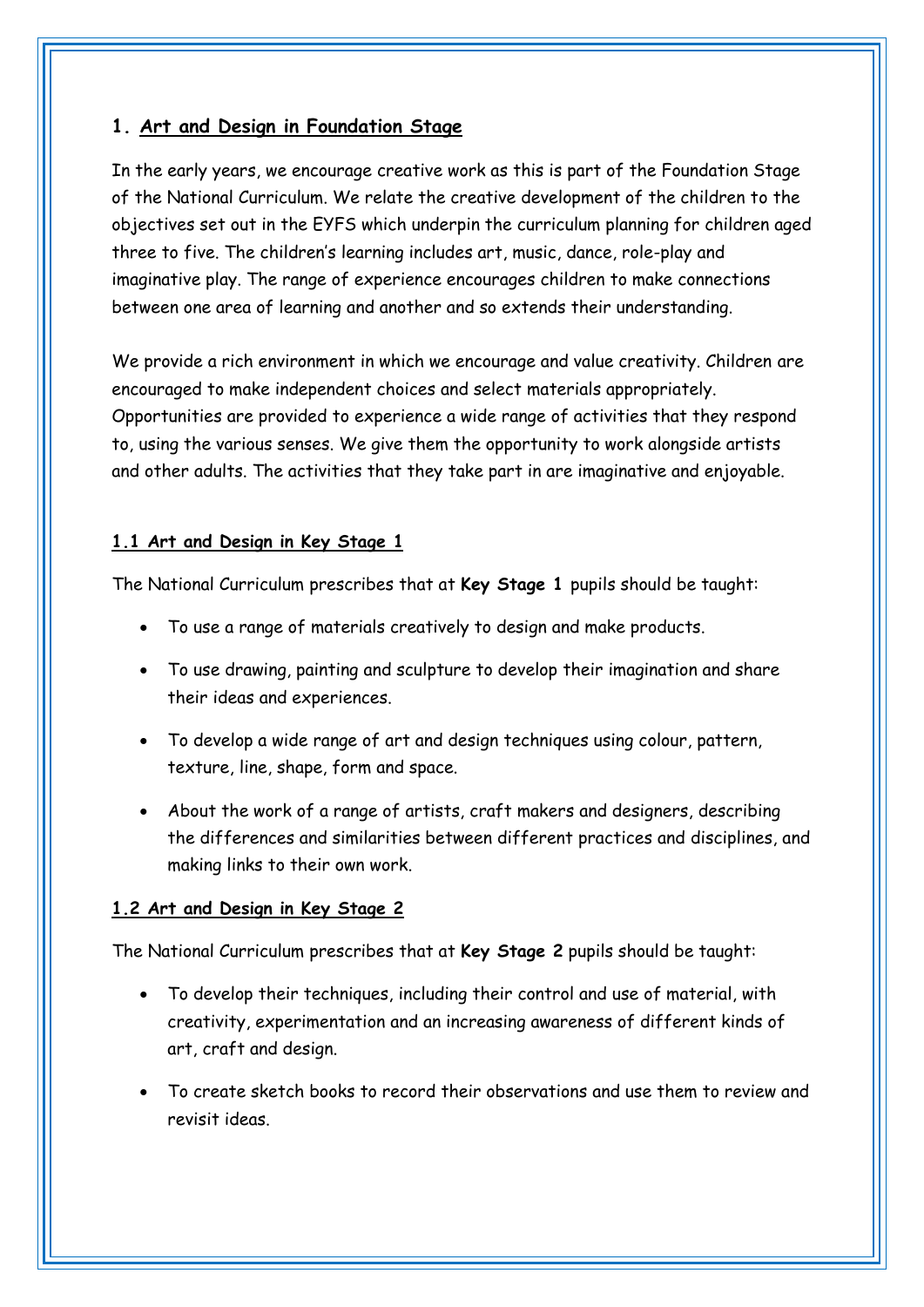## 1. Art and Design in Foundation Stage

In the early years, we encourage creative work as this is part of the Foundation Stage of the National Curriculum. We relate the creative development of the children to the objectives set out in the EYFS which underpin the curriculum planning for children aged three to five. The children's learning includes art, music, dance, role-play and imaginative play. The range of experience encourages children to make connections between one area of learning and another and so extends their understanding.

We provide a rich environment in which we encourage and value creativity. Children are encouraged to make independent choices and select materials appropriately. Opportunities are provided to experience a wide range of activities that they respond to, using the various senses. We give them the opportunity to work alongside artists and other adults. The activities that they take part in are imaginative and enjoyable.

### 1.1 Art and Design in Key Stage 1

The National Curriculum prescribes that at **Key Stage 1** pupils should be taught:

- To use a range of materials creatively to design and make products.
- To use drawing, painting and sculpture to develop their imagination and share their ideas and experiences.
- To develop a wide range of art and design techniques using colour, pattern, texture, line, shape, form and space.
- About the work of a range of artists, craft makers and designers, describing the differences and similarities between different practices and disciplines, and making links to their own work.

### 1.2 Art and Design in Key Stage 2

The National Curriculum prescribes that at **Key Stage 2** pupils should be taught:

- To develop their techniques, including their control and use of material, with creativity, experimentation and an increasing awareness of different kinds of art, craft and design.
- To create sketch books to record their observations and use them to review and revisit ideas.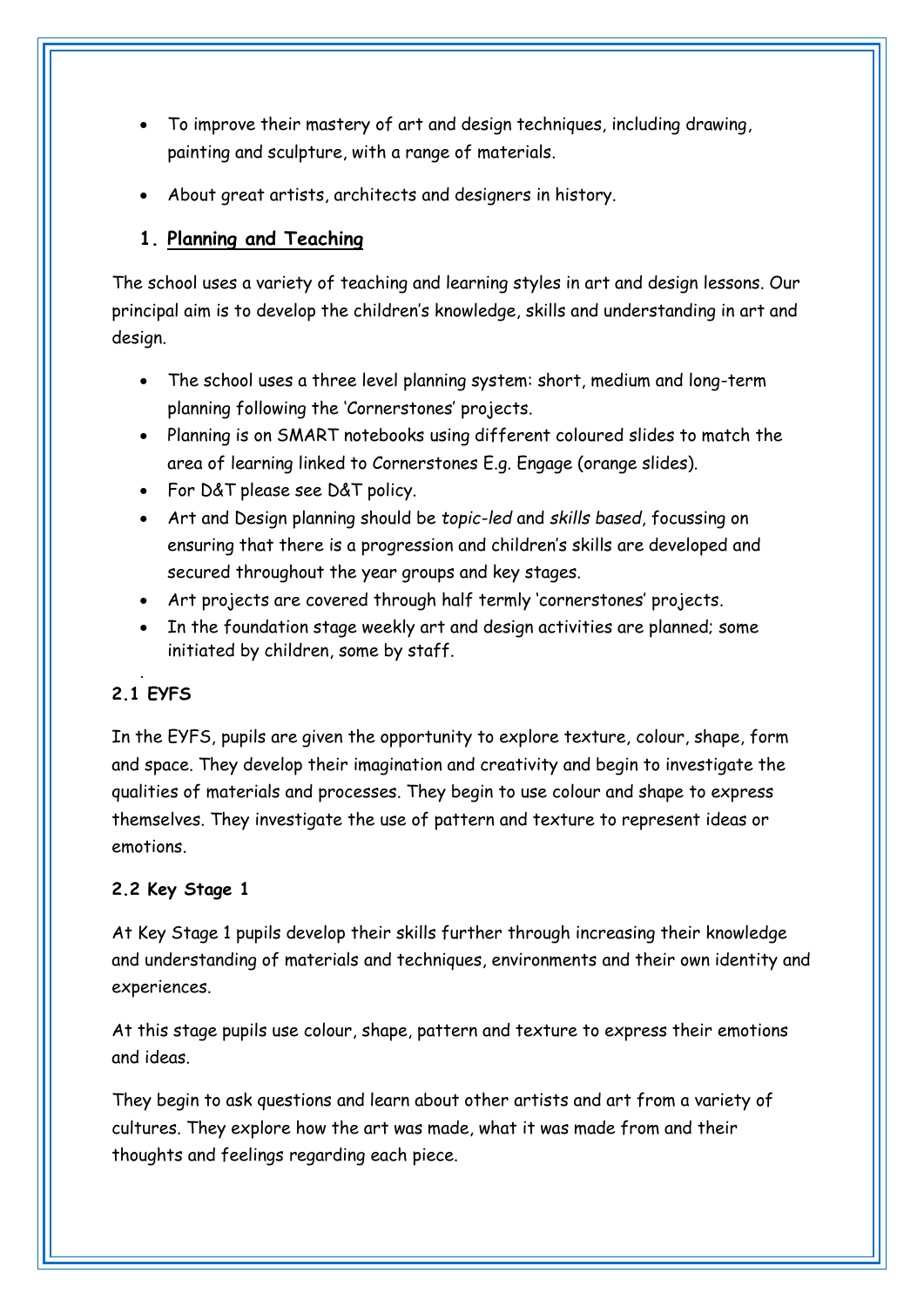- To improve their mastery of art and design techniques, including drawing, painting and sculpture, with a range of materials.
- About great artists, architects and designers in history.

## 1. Planning and Teaching

The school uses a variety of teaching and learning styles in art and design lessons. Our principal aim is to develop the children's knowledge, skills and understanding in art and design.

- The school uses a three level planning system: short, medium and long-term planning following the 'Cornerstones' projects.
- Planning is on SMART notebooks using different coloured slides to match the area of learning linked to Cornerstones E.g. Engage (orange slides).
- For D&T please see D&T policy.
- Art and Design planning should be *topic-led* and *skills based*, focussing on ensuring that there is a progression and children's skills are developed and secured throughout the year groups and key stages.
- Art projects are covered through half termly 'cornerstones' projects.
- In the foundation stage weekly art and design activities are planned; some initiated by children, some by staff.

### 2.1 EYFS

In the EYFS, pupils are given the opportunity to explore texture, colour, shape, form and space. They develop their imagination and creativity and begin to investigate the qualities of materials and processes. They begin to use colour and shape to express themselves. They investigate the use of pattern and texture to represent ideas or emotions.

### 2.2 Key Stage 1

At Key Stage 1 pupils develop their skills further through increasing their knowledge and understanding of materials and techniques, environments and their own identity and experiences.

At this stage pupils use colour, shape, pattern and texture to express their emotions and ideas.

They begin to ask questions and learn about other artists and art from a variety of cultures. They explore how the art was made, what it was made from and their thoughts and feelings regarding each piece.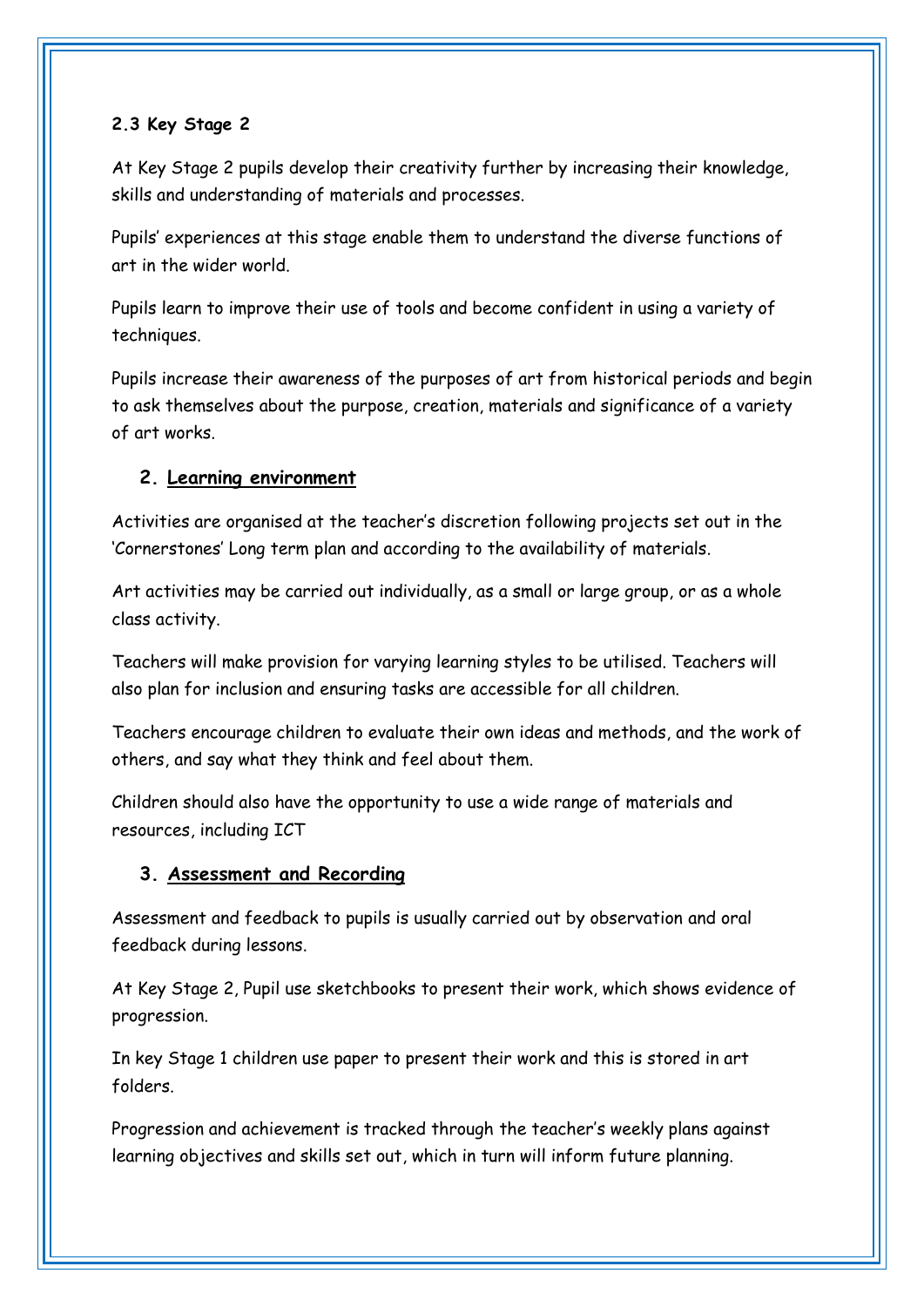### 2.3 Key Stage 2

At Key Stage 2 pupils develop their creativity further by increasing their knowledge, skills and understanding of materials and processes.

Pupils' experiences at this stage enable them to understand the diverse functions of art in the wider world.

Pupils learn to improve their use of tools and become confident in using a variety of techniques.

Pupils increase their awareness of the purposes of art from historical periods and begin to ask themselves about the purpose, creation, materials and significance of a variety of art works.

## 2. Learning environment

Activities are organised at the teacher's discretion following projects set out in the 'Cornerstones' Long term plan and according to the availability of materials.

Art activities may be carried out individually, as a small or large group, or as a whole class activity.

Teachers will make provision for varying learning styles to be utilised. Teachers will also plan for inclusion and ensuring tasks are accessible for all children.

Teachers encourage children to evaluate their own ideas and methods, and the work of others, and say what they think and feel about them.

Children should also have the opportunity to use a wide range of materials and resources, including ICT

## 3. Assessment and Recording

Assessment and feedback to pupils is usually carried out by observation and oral feedback during lessons.

At Key Stage 2, Pupil use sketchbooks to present their work, which shows evidence of progression.

In key Stage 1 children use paper to present their work and this is stored in art folders.

Progression and achievement is tracked through the teacher's weekly plans against learning objectives and skills set out, which in turn will inform future planning.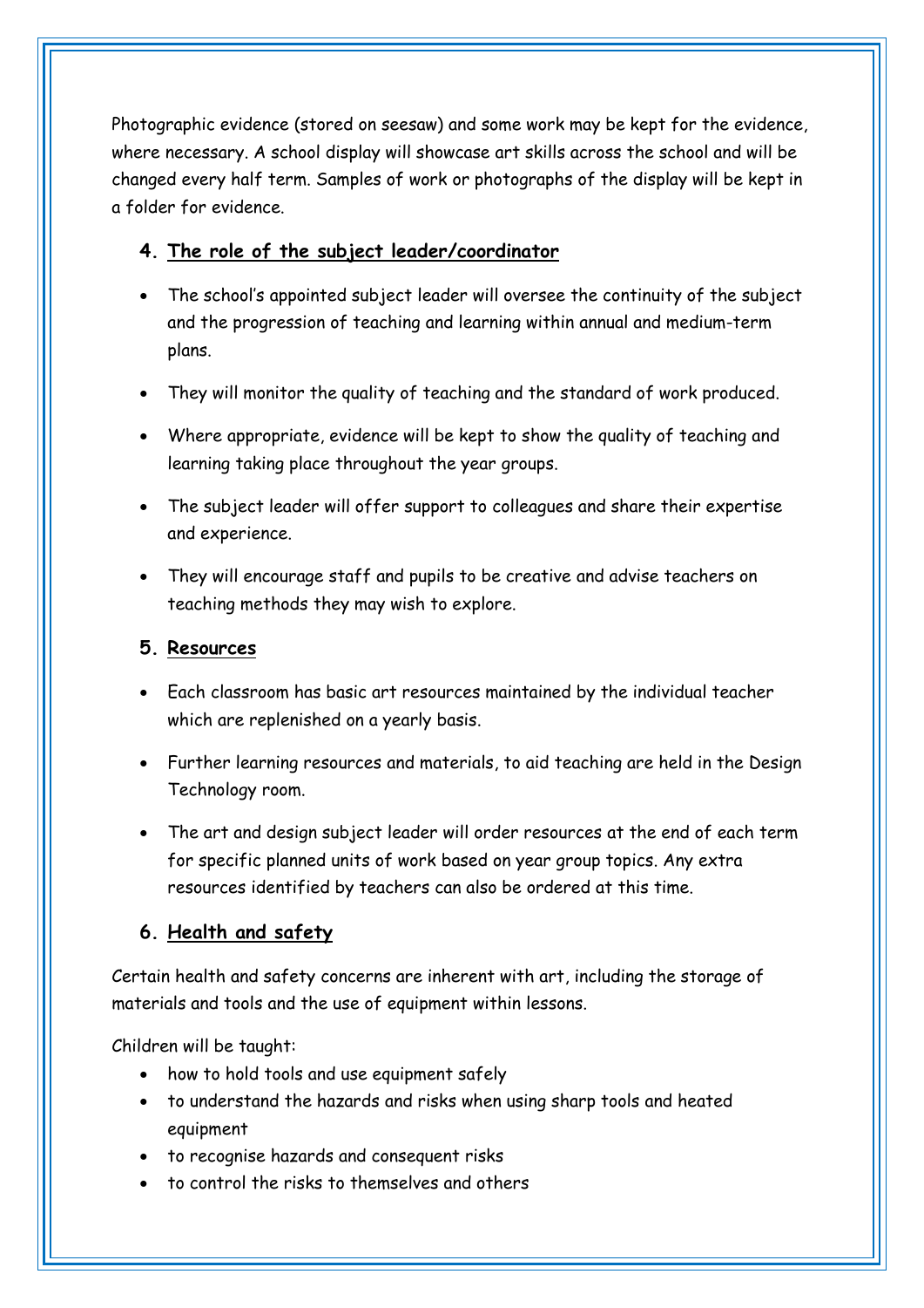Photographic evidence (stored on seesaw) and some work may be kept for the evidence, where necessary. A school display will showcase art skills across the school and will be changed every half term. Samples of work or photographs of the display will be kept in a folder for evidence.

## 4. The role of the subject leader/coordinator

- The school's appointed subject leader will oversee the continuity of the subject and the progression of teaching and learning within annual and medium-term plans.
- They will monitor the quality of teaching and the standard of work produced.
- Where appropriate, evidence will be kept to show the quality of teaching and learning taking place throughout the year groups.
- The subject leader will offer support to colleagues and share their expertise and experience.
- They will encourage staff and pupils to be creative and advise teachers on teaching methods they may wish to explore.

## 5. Resources

- Each classroom has basic art resources maintained by the individual teacher which are replenished on a yearly basis.
- Further learning resources and materials, to aid teaching are held in the Design Technology room.
- The art and design subject leader will order resources at the end of each term for specific planned units of work based on year group topics. Any extra resources identified by teachers can also be ordered at this time.

## 6. Health and safety

Certain health and safety concerns are inherent with art, including the storage of materials and tools and the use of equipment within lessons.

Children will be taught:

- how to hold tools and use equipment safely
- to understand the hazards and risks when using sharp tools and heated equipment
- to recognise hazards and consequent risks
- to control the risks to themselves and others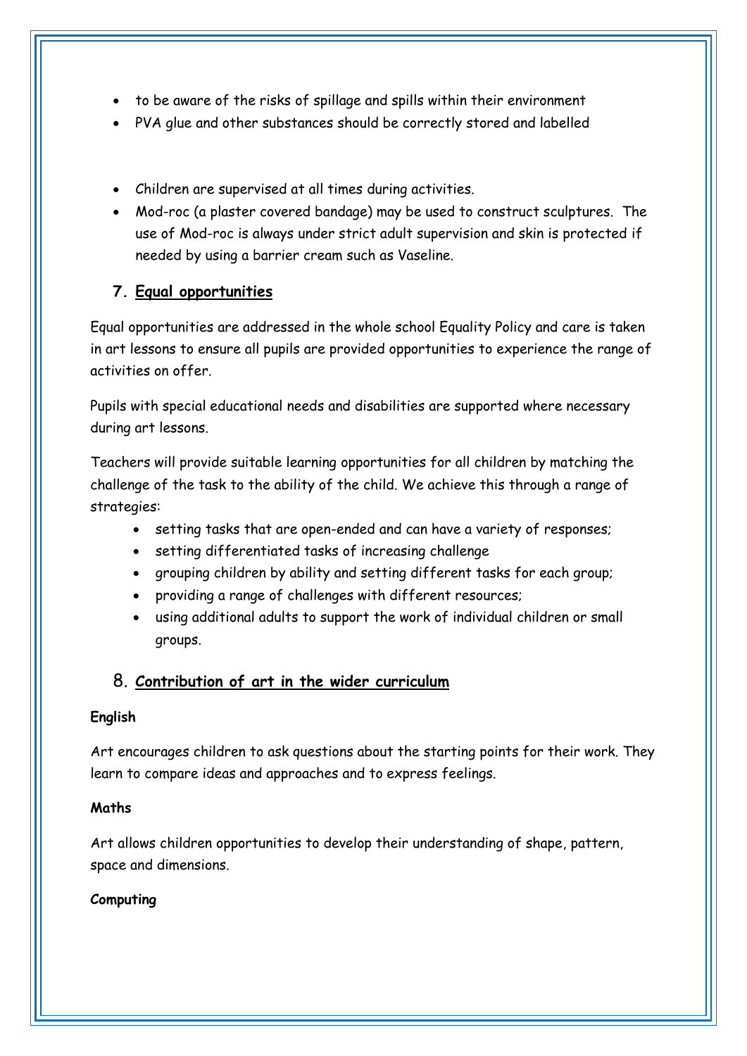- to be aware of the risks of spillage and spills within their environment
- PVA glue and other substances should be correctly stored and labelled

- Children are supervised at all times during activities.
- Mod-roc (a plaster covered bandage) may be used to construct sculptures. The use of Mod-roc is always under strict adult supervision and skin is protected if needed by using a barrier cream such as Vaseline.

## 7. Equal opportunities

Equal opportunities are addressed in the whole school Equality Policy and care is taken in art lessons to ensure all pupils are provided opportunities to experience the range of activities on offer.

Pupils with special educational needs and disabilities are supported where necessary during art lessons.

Teachers will provide suitable learning opportunities for all children by matching the challenge of the task to the ability of the child. We achieve this through a range of strategies:

- setting tasks that are open-ended and can have a variety of responses;
- setting differentiated tasks of increasing challenge
- grouping children by ability and setting different tasks for each group;
- providing a range of challenges with different resources;
- using additional adults to support the work of individual children or small groups.

## 8. Contribution of art in the wider curriculum

**English**

Art encourages children to ask questions about the starting points for their work. They learn to compare ideas and approaches and to express feelings.

**Maths**

Art allows children opportunities to develop their understanding of shape, pattern, space and dimensions.

**Computing**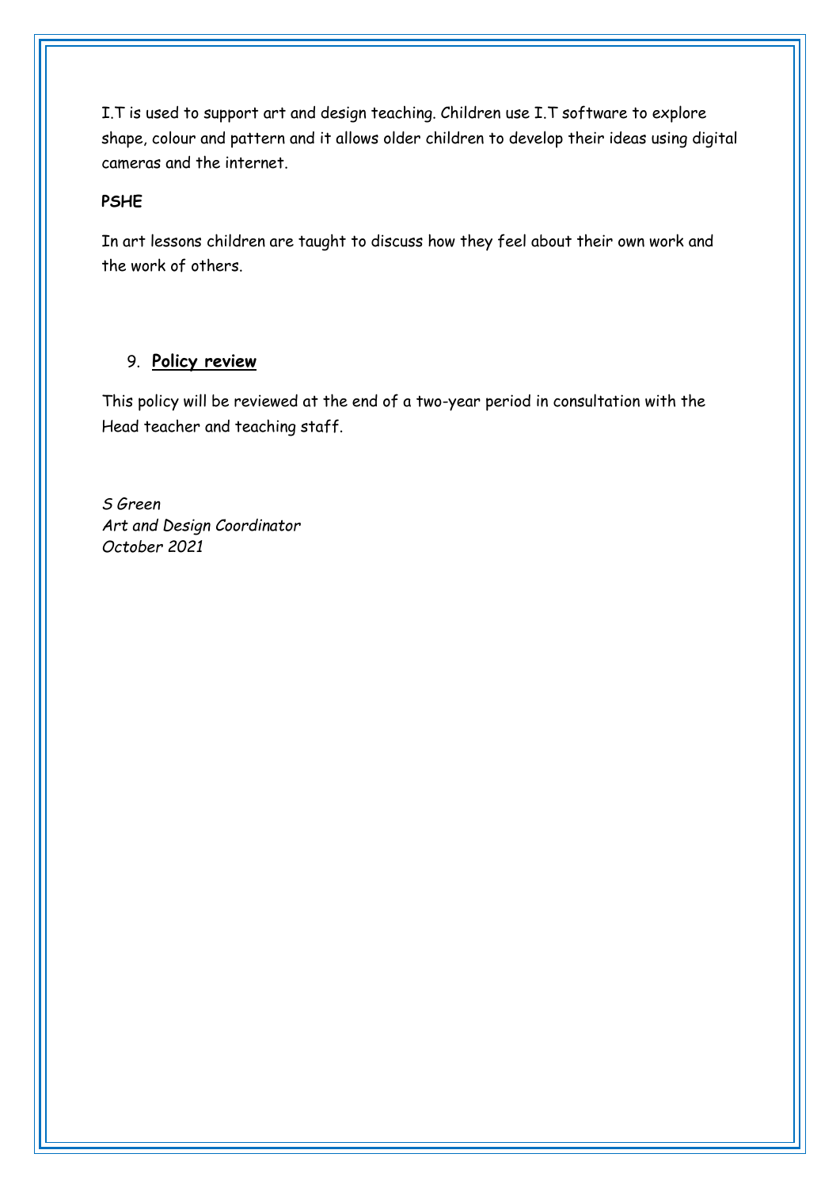I.T is used to support art and design teaching. Children use I.T software to explore shape, colour and pattern and it allows older children to develop their ideas using digital cameras and the internet.

**PSHE**

In art lessons children are taught to discuss how they feel about their own work and the work of others.

## 9. **Policy review**

This policy will be reviewed at the end of a two-year period in consultation with the Head teacher and teaching staff.

*S Green*
*Art and Design Coordinator*
*October 2021*